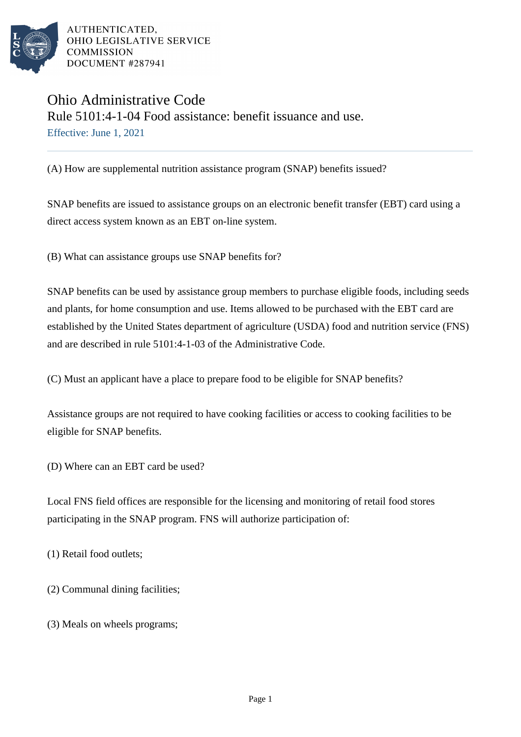AUTHENTICATED,
OHIO LEGISLATIVE SERVICE
COMMISSION
DOCUMENT #287941

# Ohio Administrative Code

## Rule 5101:4-1-04 Food assistance: benefit issuance and use.

Effective: June 1, 2021

(A) How are supplemental nutrition assistance program (SNAP) benefits issued?

SNAP benefits are issued to assistance groups on an electronic benefit transfer (EBT) card using a direct access system known as an EBT on-line system.

(B) What can assistance groups use SNAP benefits for?

SNAP benefits can be used by assistance group members to purchase eligible foods, including seeds and plants, for home consumption and use. Items allowed to be purchased with the EBT card are established by the United States department of agriculture (USDA) food and nutrition service (FNS) and are described in rule 5101:4-1-03 of the Administrative Code.

(C) Must an applicant have a place to prepare food to be eligible for SNAP benefits?

Assistance groups are not required to have cooking facilities or access to cooking facilities to be eligible for SNAP benefits.

(D) Where can an EBT card be used?

Local FNS field offices are responsible for the licensing and monitoring of retail food stores participating in the SNAP program. FNS will authorize participation of:

(1) Retail food outlets;

(2) Communal dining facilities;

(3) Meals on wheels programs;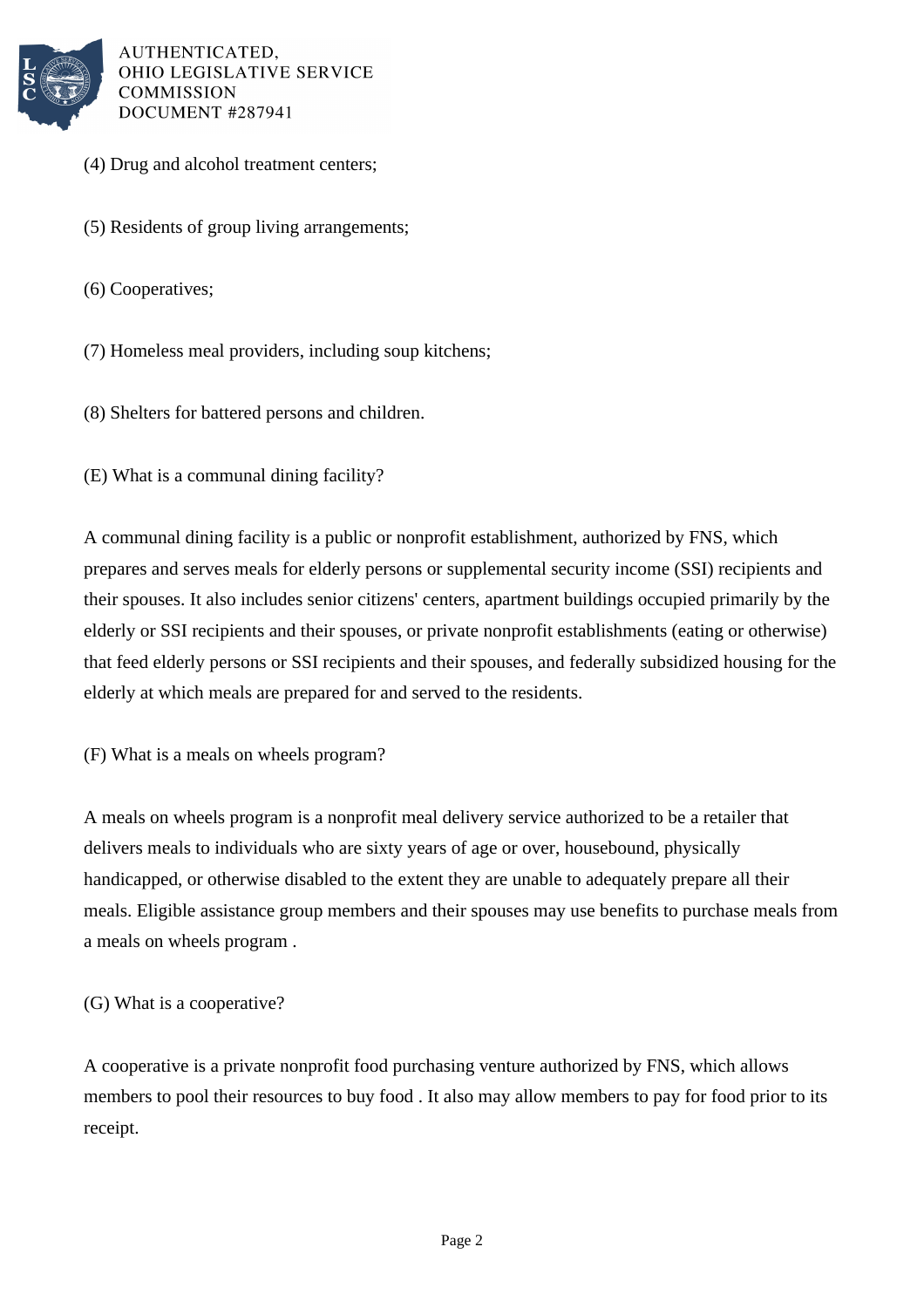(4) Drug and alcohol treatment centers;

(5) Residents of group living arrangements;

(6) Cooperatives;

(7) Homeless meal providers, including soup kitchens;

(8) Shelters for battered persons and children.

(E) What is a communal dining facility?

A communal dining facility is a public or nonprofit establishment, authorized by FNS, which prepares and serves meals for elderly persons or supplemental security income (SSI) recipients and their spouses. It also includes senior citizens' centers, apartment buildings occupied primarily by the elderly or SSI recipients and their spouses, or private nonprofit establishments (eating or otherwise) that feed elderly persons or SSI recipients and their spouses, and federally subsidized housing for the elderly at which meals are prepared for and served to the residents.

(F) What is a meals on wheels program?

A meals on wheels program is a nonprofit meal delivery service authorized to be a retailer that delivers meals to individuals who are sixty years of age or over, housebound, physically handicapped, or otherwise disabled to the extent they are unable to adequately prepare all their meals. Eligible assistance group members and their spouses may use benefits to purchase meals from a meals on wheels program .

(G) What is a cooperative?

A cooperative is a private nonprofit food purchasing venture authorized by FNS, which allows members to pool their resources to buy food . It also may allow members to pay for food prior to its receipt.